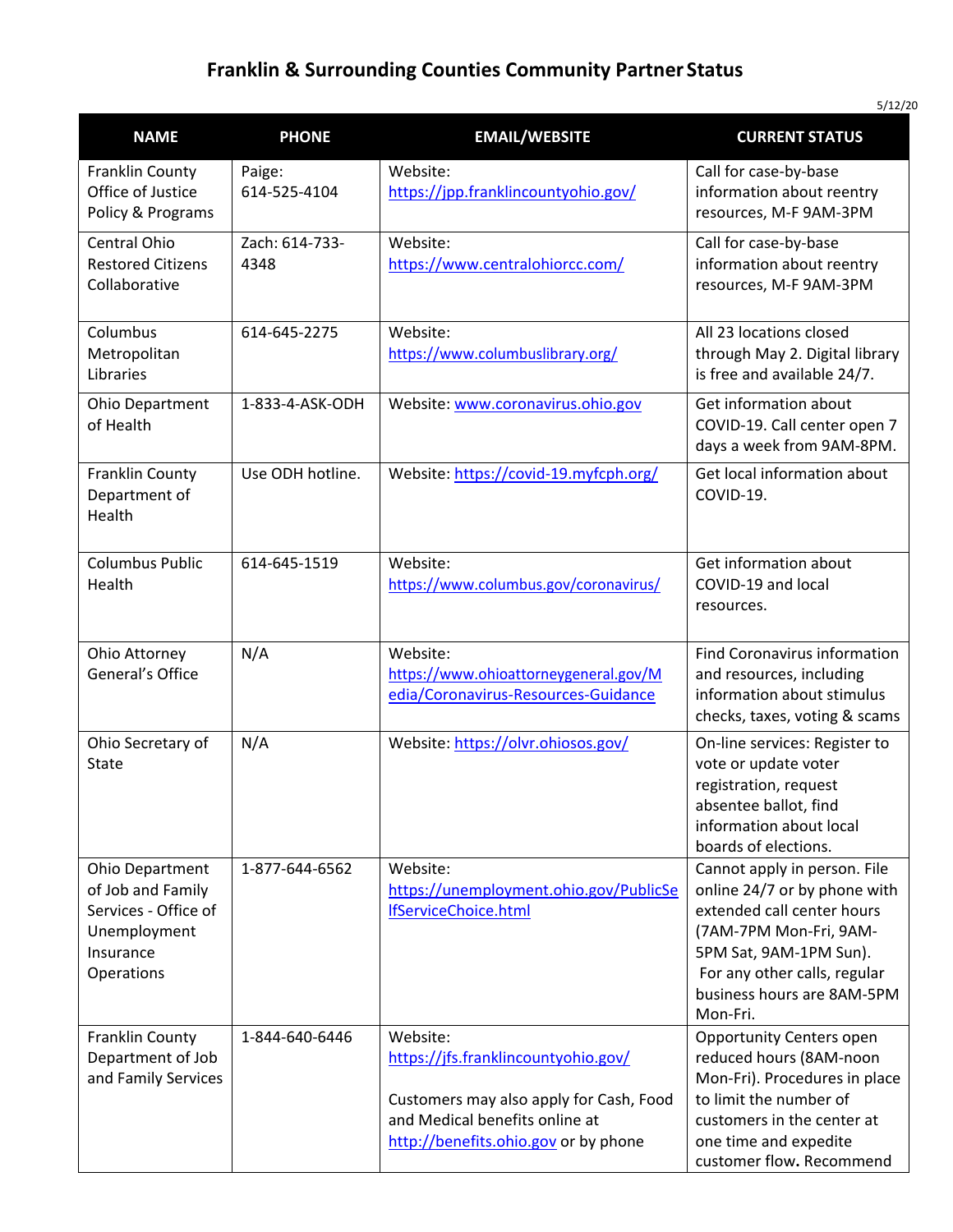# Franklin & Surrounding Counties Community Partner Status

5/12/20

| NAME | PHONE | EMAIL/WEBSITE | CURRENT STATUS |
|---|---|---|---|
| Franklin County Office of Justice Policy & Programs | Paige: 614-525-4104 | Website: https://jpp.franklincountyohio.gov/ | Call for case-by-base information about reentry resources, M-F 9AM-3PM |
| Central Ohio Restored Citizens Collaborative | Zach: 614-733-4348 | Website: https://www.centralohiorcc.com/ | Call for case-by-base information about reentry resources, M-F 9AM-3PM |
| Columbus Metropolitan Libraries | 614-645-2275 | Website: https://www.columbuslibrary.org/ | All 23 locations closed through May 2. Digital library is free and available 24/7. |
| Ohio Department of Health | 1-833-4-ASK-ODH | Website: www.coronavirus.ohio.gov | Get information about COVID-19. Call center open 7 days a week from 9AM-8PM. |
| Franklin County Department of Health | Use ODH hotline. | Website: https://covid-19.myfcph.org/ | Get local information about COVID-19. |
| Columbus Public Health | 614-645-1519 | Website: https://www.columbus.gov/coronavirus/ | Get information about COVID-19 and local resources. |
| Ohio Attorney General's Office | N/A | Website: https://www.ohioattorneygeneral.gov/Media/Coronavirus-Resources-Guidance | Find Coronavirus information and resources, including information about stimulus checks, taxes, voting & scams |
| Ohio Secretary of State | N/A | Website: https://olvr.ohiosos.gov/ | On-line services: Register to vote or update voter registration, request absentee ballot, find information about local boards of elections. |
| Ohio Department of Job and Family Services - Office of Unemployment Insurance Operations | 1-877-644-6562 | Website: https://unemployment.ohio.gov/PublicSelfServiceChoice.html | Cannot apply in person. File online 24/7 or by phone with extended call center hours (7AM-7PM Mon-Fri, 9AM-5PM Sat, 9AM-1PM Sun). For any other calls, regular business hours are 8AM-5PM Mon-Fri. |
| Franklin County Department of Job and Family Services | 1-844-640-6446 | Website: https://jfs.franklincountyohio.gov/<br><br>Customers may also apply for Cash, Food and Medical benefits online at http://benefits.ohio.gov or by phone | Opportunity Centers open reduced hours (8AM-noon Mon-Fri). Procedures in place to limit the number of customers in the center at one time and expedite customer flow. Recommend |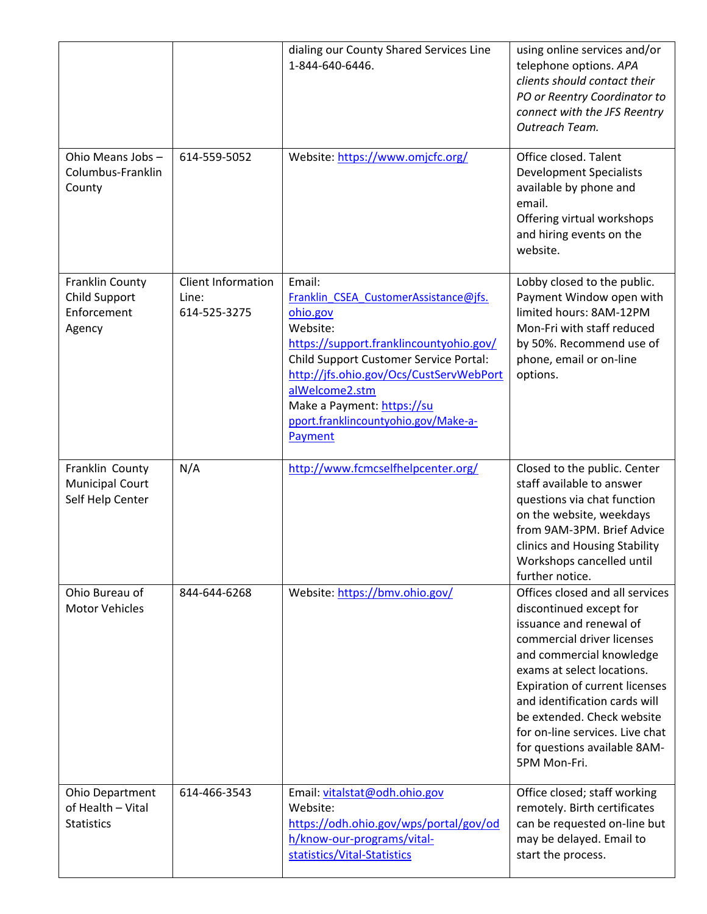| | | | |
|---|---|---|---|
| | | dialing our County Shared Services Line 1-844-640-6446. | using online services and/or telephone options. *APA clients should contact their PO or Reentry Coordinator to connect with the JFS Reentry Outreach Team.* |
| Ohio Means Jobs – Columbus-Franklin County | 614-559-5052 | Website: https://www.omjcfc.org/ | Office closed. Talent Development Specialists available by phone and email.<br>Offering virtual workshops and hiring events on the website. |
| Franklin County Child Support Enforcement Agency | Client Information Line: 614-525-3275 | Email: Franklin_CSEA_CustomerAssistance@jfs.ohio.gov<br>Website: https://support.franklincountyohio.gov/<br>Child Support Customer Service Portal: http://jfs.ohio.gov/Ocs/CustServWebPortalWelcome2.stm<br>Make a Payment: https://support.franklincountyohio.gov/Make-a-Payment | Lobby closed to the public. Payment Window open with limited hours: 8AM-12PM Mon-Fri with staff reduced by 50%. Recommend use of phone, email or on-line options. |
| Franklin County Municipal Court Self Help Center | N/A | http://www.fcmcselfhelpcenter.org/ | Closed to the public. Center staff available to answer questions via chat function on the website, weekdays from 9AM-3PM. Brief Advice clinics and Housing Stability Workshops cancelled until further notice. |
| Ohio Bureau of Motor Vehicles | 844-644-6268 | Website: https://bmv.ohio.gov/ | Offices closed and all services discontinued except for issuance and renewal of commercial driver licenses and commercial knowledge exams at select locations. Expiration of current licenses and identification cards will be extended. Check website for on-line services. Live chat for questions available 8AM-5PM Mon-Fri. |
| Ohio Department of Health – Vital Statistics | 614-466-3543 | Email: vitalstat@odh.ohio.gov<br>Website: https://odh.ohio.gov/wps/portal/gov/odh/know-our-programs/vital-statistics/Vital-Statistics | Office closed; staff working remotely. Birth certificates can be requested on-line but may be delayed. Email to start the process. |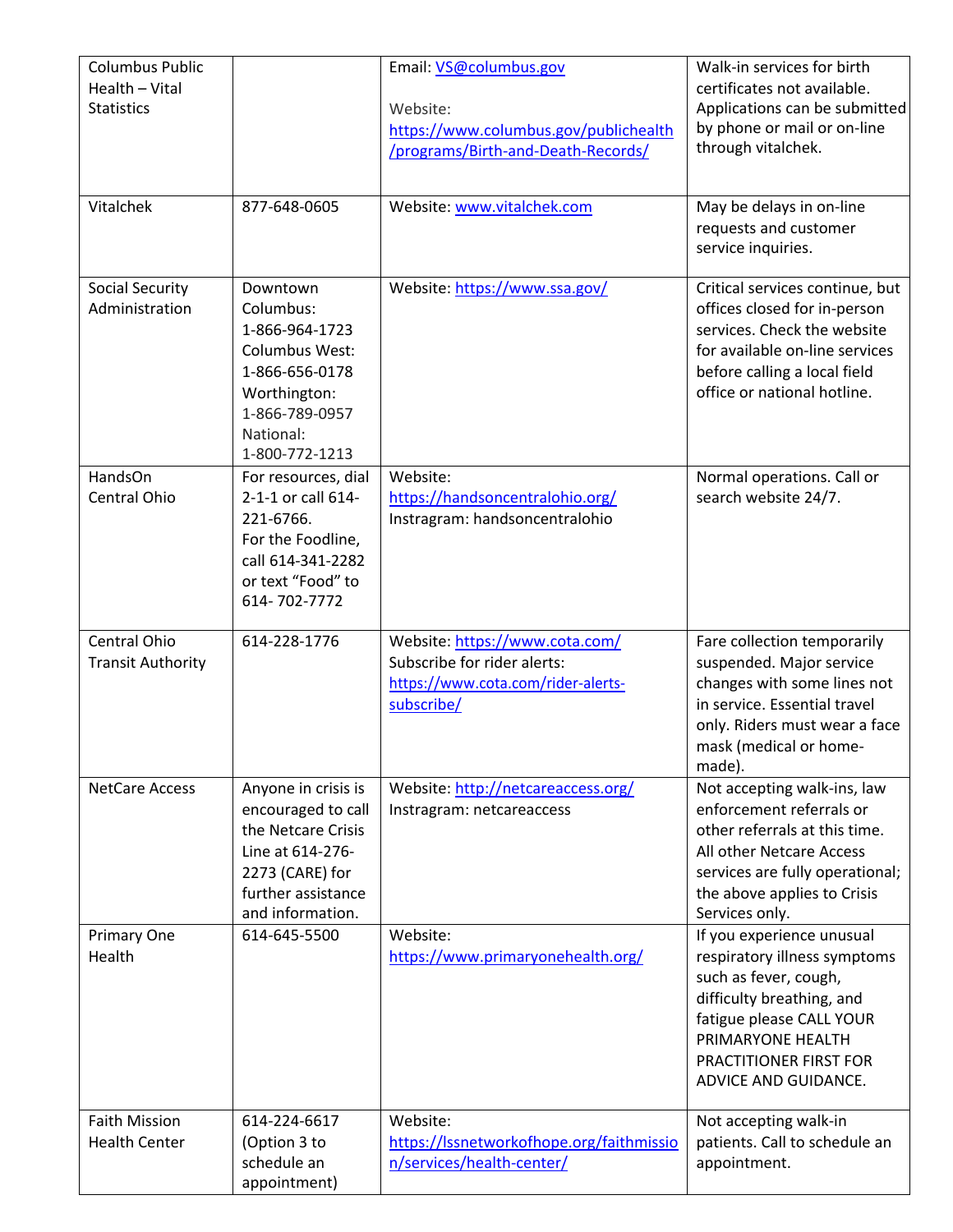| | | | |
|---|---|---|---|
| Columbus Public Health – Vital Statistics | | Email: VS@columbus.gov<br><br>Website: https://www.columbus.gov/publichealth/programs/Birth-and-Death-Records/ | Walk-in services for birth certificates not available. Applications can be submitted by phone or mail or on-line through vitalchek. |
| Vitalchek | 877-648-0605 | Website: www.vitalchek.com | May be delays in on-line requests and customer service inquiries. |
| Social Security Administration | Downtown Columbus: 1-866-964-1723<br>Columbus West: 1-866-656-0178<br>Worthington: 1-866-789-0957<br>National: 1-800-772-1213 | Website: https://www.ssa.gov/ | Critical services continue, but offices closed for in-person services. Check the website for available on-line services before calling a local field office or national hotline. |
| HandsOn Central Ohio | For resources, dial 2-1-1 or call 614-221-6766.<br>For the Foodline, call 614-341-2282 or text "Food" to 614- 702-7772 | Website: https://handsoncentralohio.org/<br>Instragram: handsoncentralohio | Normal operations. Call or search website 24/7. |
| Central Ohio Transit Authority | 614-228-1776 | Website: https://www.cota.com/<br>Subscribe for rider alerts: https://www.cota.com/rider-alerts-subscribe/ | Fare collection temporarily suspended. Major service changes with some lines not in service. Essential travel only. Riders must wear a face mask (medical or home-made). |
| NetCare Access | Anyone in crisis is encouraged to call the Netcare Crisis Line at 614-276-2273 (CARE) for further assistance and information. | Website: http://netcareaccess.org/<br>Instragram: netcareaccess | Not accepting walk-ins, law enforcement referrals or other referrals at this time. All other Netcare Access services are fully operational; the above applies to Crisis Services only. |
| Primary One Health | 614-645-5500 | Website: https://www.primaryonehealth.org/ | If you experience unusual respiratory illness symptoms such as fever, cough, difficulty breathing, and fatigue please CALL YOUR PRIMARYONE HEALTH PRACTITIONER FIRST FOR ADVICE AND GUIDANCE. |
| Faith Mission Health Center | 614-224-6617 (Option 3 to schedule an appointment) | Website: https://lssnetworkofhope.org/faithmission/services/health-center/ | Not accepting walk-in patients. Call to schedule an appointment. |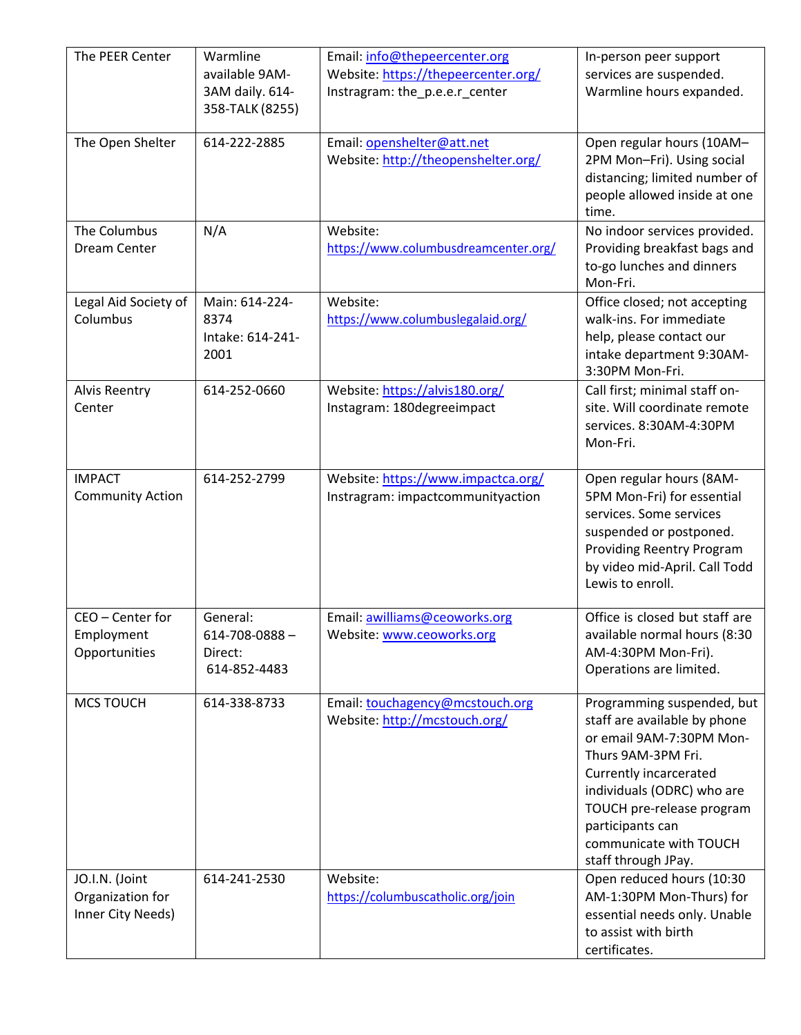| The PEER Center | Warmline available 9AM-3AM daily. 614-358-TALK (8255) | Email: info@thepeercenter.org<br>Website: https://thepeercenter.org/<br>Instragram: the_p.e.e.r_center | In-person peer support services are suspended. Warmline hours expanded. |
|---|---|---|---|
| The Open Shelter | 614-222-2885 | Email: openshelter@att.net<br>Website: http://theopenshelter.org/ | Open regular hours (10AM–2PM Mon–Fri). Using social distancing; limited number of people allowed inside at one time. |
| The Columbus Dream Center | N/A | Website: https://www.columbusdreamcenter.org/ | No indoor services provided. Providing breakfast bags and to-go lunches and dinners Mon-Fri. |
| Legal Aid Society of Columbus | Main: 614-224-8374<br>Intake: 614-241-2001 | Website: https://www.columbuslegalaid.org/ | Office closed; not accepting walk-ins. For immediate help, please contact our intake department 9:30AM-3:30PM Mon-Fri. |
| Alvis Reentry Center | 614-252-0660 | Website: https://alvis180.org/<br>Instagram: 180degreeimpact | Call first; minimal staff on-site. Will coordinate remote services. 8:30AM-4:30PM Mon-Fri. |
| IMPACT Community Action | 614-252-2799 | Website: https://www.impactca.org/<br>Instragram: impactcommunityaction | Open regular hours (8AM-5PM Mon-Fri) for essential services. Some services suspended or postponed. Providing Reentry Program by video mid-April. Call Todd Lewis to enroll. |
| CEO – Center for Employment Opportunities | General: 614-708-0888 –<br>Direct: 614-852-4483 | Email: awilliams@ceoworks.org<br>Website: www.ceoworks.org | Office is closed but staff are available normal hours (8:30 AM-4:30PM Mon-Fri). Operations are limited. |
| MCS TOUCH | 614-338-8733 | Email: touchagency@mcstouch.org<br>Website: http://mcstouch.org/ | Programming suspended, but staff are available by phone or email 9AM-7:30PM Mon-Thurs 9AM-3PM Fri. Currently incarcerated individuals (ODRC) who are TOUCH pre-release program participants can communicate with TOUCH staff through JPay. |
| JO.I.N. (Joint Organization for Inner City Needs) | 614-241-2530 | Website: https://columbuscatholic.org/join | Open reduced hours (10:30 AM-1:30PM Mon-Thurs) for essential needs only. Unable to assist with birth certificates. |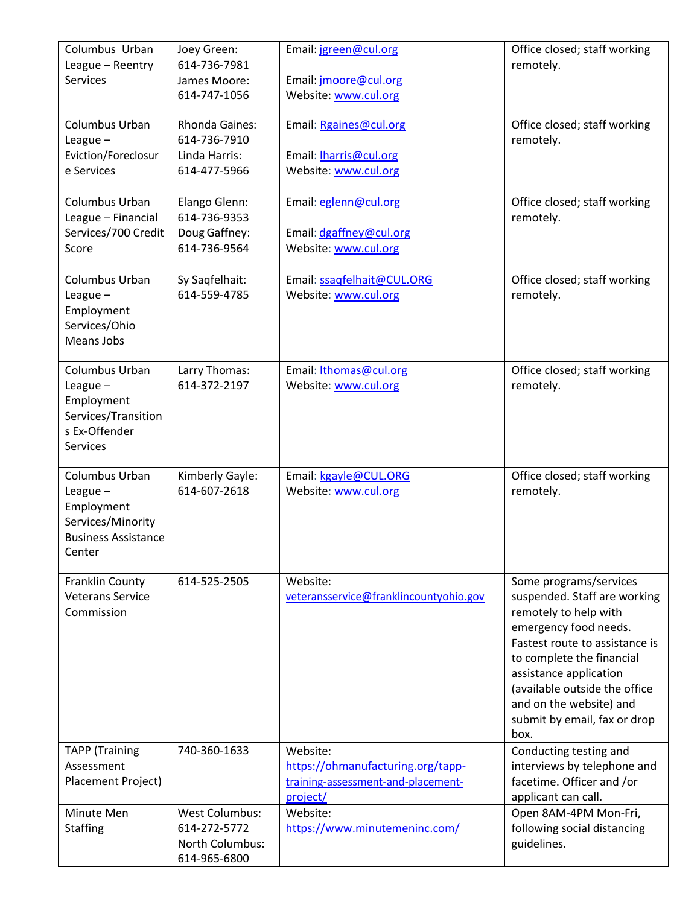| Columbus Urban League – Reentry Services | Joey Green: 614-736-7981 James Moore: 614-747-1056 | Email: jgreen@cul.org<br><br>Email: jmoore@cul.org Website: www.cul.org | Office closed; staff working remotely. |
|---|---|---|---|
| Columbus Urban League – Eviction/Foreclosure Services | Rhonda Gaines: 614-736-7910 Linda Harris: 614-477-5966 | Email: Rgaines@cul.org<br><br>Email: lharris@cul.org Website: www.cul.org | Office closed; staff working remotely. |
| Columbus Urban League – Financial Services/700 Credit Score | Elango Glenn: 614-736-9353 Doug Gaffney: 614-736-9564 | Email: eglenn@cul.org<br><br>Email: dgaffney@cul.org Website: www.cul.org | Office closed; staff working remotely. |
| Columbus Urban League – Employment Services/Ohio Means Jobs | Sy Saqfelhait: 614-559-4785 | Email: ssaqfelhait@CUL.ORG Website: www.cul.org | Office closed; staff working remotely. |
| Columbus Urban League – Employment Services/Transitions Ex-Offender Services | Larry Thomas: 614-372-2197 | Email: lthomas@cul.org Website: www.cul.org | Office closed; staff working remotely. |
| Columbus Urban League – Employment Services/Minority Business Assistance Center | Kimberly Gayle: 614-607-2618 | Email: kgayle@CUL.ORG Website: www.cul.org | Office closed; staff working remotely. |
| Franklin County Veterans Service Commission | 614-525-2505 | Website: veteransservice@franklincountyohio.gov | Some programs/services suspended. Staff are working remotely to help with emergency food needs. Fastest route to assistance is to complete the financial assistance application (available outside the office and on the website) and submit by email, fax or drop box. |
| TAPP (Training Assessment Placement Project) | 740-360-1633 | Website: https://ohmanufacturing.org/tapp-training-assessment-and-placement-project/ | Conducting testing and interviews by telephone and facetime. Officer and /or applicant can call. |
| Minute Men Staffing | West Columbus: 614-272-5772 North Columbus: 614-965-6800 | Website: https://www.minutemeninc.com/ | Open 8AM-4PM Mon-Fri, following social distancing guidelines. |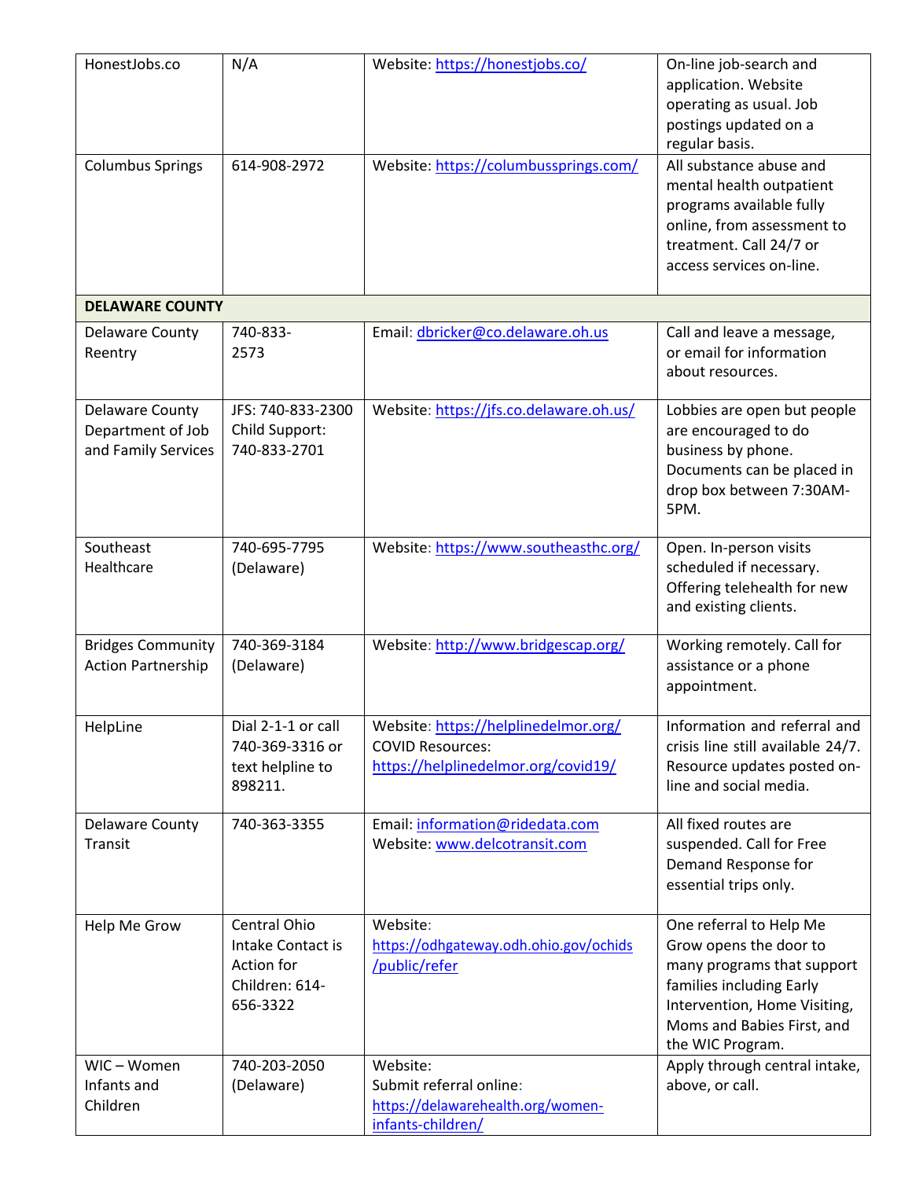| | | | |
|---|---|---|---|
| HonestJobs.co | N/A | Website: https://honestjobs.co/ | On-line job-search and application. Website operating as usual. Job postings updated on a regular basis. |
| Columbus Springs | 614-908-2972 | Website: https://columbussprings.com/ | All substance abuse and mental health outpatient programs available fully online, from assessment to treatment. Call 24/7 or access services on-line. |
| **DELAWARE COUNTY** | | | |
| Delaware County Reentry | 740-833-2573 | Email: dbricker@co.delaware.oh.us | Call and leave a message, or email for information about resources. |
| Delaware County Department of Job and Family Services | JFS: 740-833-2300 Child Support: 740-833-2701 | Website: https://jfs.co.delaware.oh.us/ | Lobbies are open but people are encouraged to do business by phone. Documents can be placed in drop box between 7:30AM-5PM. |
| Southeast Healthcare | 740-695-7795 (Delaware) | Website: https://www.southeasthc.org/ | Open. In-person visits scheduled if necessary. Offering telehealth for new and existing clients. |
| Bridges Community Action Partnership | 740-369-3184 (Delaware) | Website: http://www.bridgescap.org/ | Working remotely. Call for assistance or a phone appointment. |
| HelpLine | Dial 2-1-1 or call 740-369-3316 or text helpline to 898211. | Website: https://helplinedelmor.org/ COVID Resources: https://helplinedelmor.org/covid19/ | Information and referral and crisis line still available 24/7. Resource updates posted on-line and social media. |
| Delaware County Transit | 740-363-3355 | Email: information@ridedata.com Website: www.delcotransit.com | All fixed routes are suspended. Call for Free Demand Response for essential trips only. |
| Help Me Grow | Central Ohio Intake Contact is Action for Children: 614-656-3322 | Website: https://odhgateway.odh.ohio.gov/ochids/public/refer | One referral to Help Me Grow opens the door to many programs that support families including Early Intervention, Home Visiting, Moms and Babies First, and the WIC Program. |
| WIC – Women Infants and Children | 740-203-2050 (Delaware) | Website: Submit referral online: https://delawarehealth.org/women-infants-children/ | Apply through central intake, above, or call. |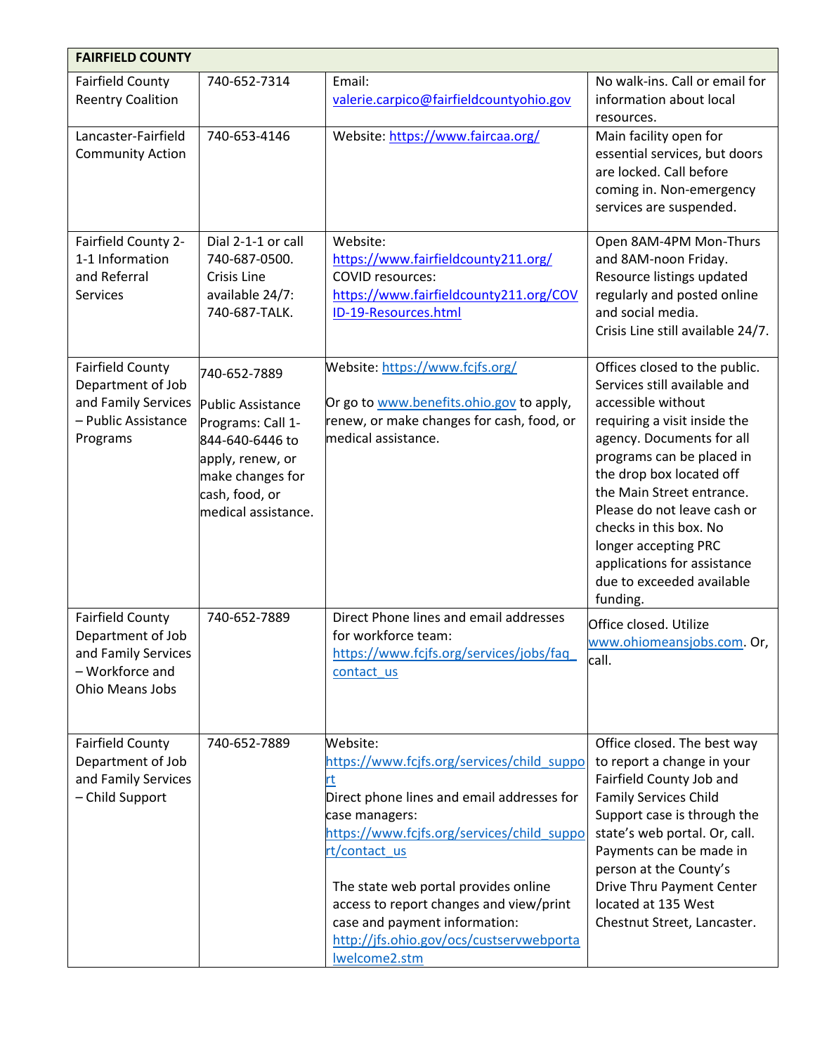| FAIRFIELD COUNTY | | | |
|---|---|---|---|
| Fairfield County Reentry Coalition | 740-652-7314 | Email: valerie.carpico@fairfieldcountyohio.gov | No walk-ins. Call or email for information about local resources. |
| Lancaster-Fairfield Community Action | 740-653-4146 | Website: https://www.faircaa.org/ | Main facility open for essential services, but doors are locked. Call before coming in. Non-emergency services are suspended. |
| Fairfield County 2-1-1 Information and Referral Services | Dial 2-1-1 or call 740-687-0500. Crisis Line available 24/7: 740-687-TALK. | Website: https://www.fairfieldcounty211.org/ COVID resources: https://www.fairfieldcounty211.org/COVID-19-Resources.html | Open 8AM-4PM Mon-Thurs and 8AM-noon Friday. Resource listings updated regularly and posted online and social media. Crisis Line still available 24/7. |
| Fairfield County Department of Job and Family Services – Public Assistance Programs | 740-652-7889<br><br>Public Assistance Programs: Call 1-844-640-6446 to apply, renew, or make changes for cash, food, or medical assistance. | Website: https://www.fcjfs.org/<br><br>Or go to www.benefits.ohio.gov to apply, renew, or make changes for cash, food, or medical assistance. | Offices closed to the public. Services still available and accessible without requiring a visit inside the agency. Documents for all programs can be placed in the drop box located off the Main Street entrance. Please do not leave cash or checks in this box. No longer accepting PRC applications for assistance due to exceeded available funding. |
| Fairfield County Department of Job and Family Services – Workforce and Ohio Means Jobs | 740-652-7889 | Direct Phone lines and email addresses for workforce team: https://www.fcjfs.org/services/jobs/faq_contact_us | Office closed. Utilize www.ohiomeansjobs.com. Or, call. |
| Fairfield County Department of Job and Family Services – Child Support | 740-652-7889 | Website: https://www.fcjfs.org/services/child_support<br>Direct phone lines and email addresses for case managers: https://www.fcjfs.org/services/child_support/contact_us<br><br>The state web portal provides online access to report changes and view/print case and payment information: http://jfs.ohio.gov/ocs/custservwebportalwelcome2.stm | Office closed. The best way to report a change in your Fairfield County Job and Family Services Child Support case is through the state's web portal. Or, call. Payments can be made in person at the County's Drive Thru Payment Center located at 135 West Chestnut Street, Lancaster. |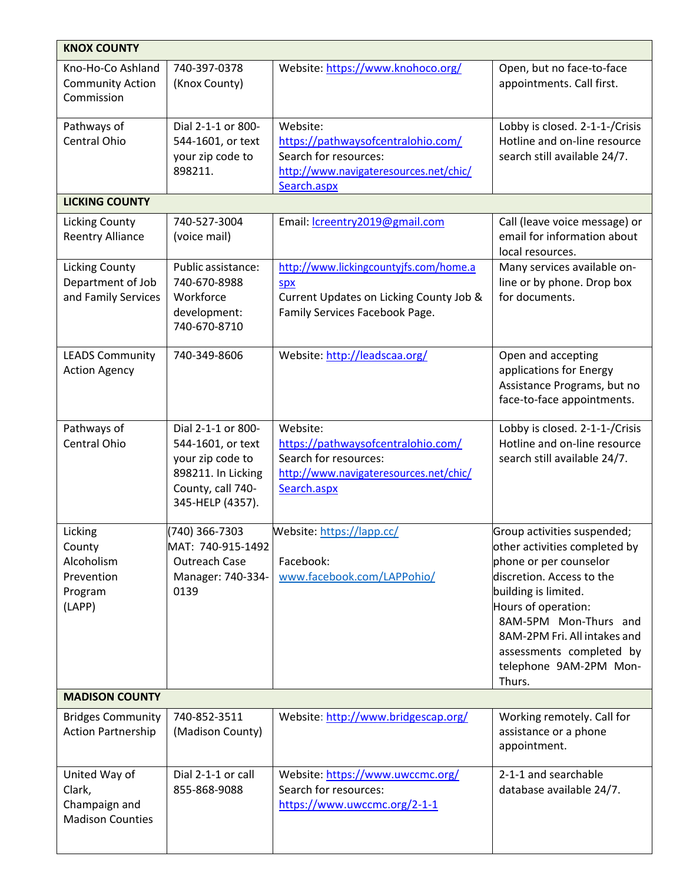| KNOX COUNTY | | | |
|---|---|---|---|
| Kno-Ho-Co Ashland Community Action Commission | 740-397-0378 (Knox County) | Website: https://www.knohoco.org/ | Open, but no face-to-face appointments. Call first. |
| Pathways of Central Ohio | Dial 2-1-1 or 800-544-1601, or text your zip code to 898211. | Website: https://pathwaysofcentralohio.com/ Search for resources: http://www.navigateresources.net/chic/Search.aspx | Lobby is closed. 2-1-1-/Crisis Hotline and on-line resource search still available 24/7. |
| **LICKING COUNTY** | | | |
| Licking County Reentry Alliance | 740-527-3004 (voice mail) | Email: lcreentry2019@gmail.com | Call (leave voice message) or email for information about local resources. |
| Licking County Department of Job and Family Services | Public assistance: 740-670-8988 Workforce development: 740-670-8710 | http://www.lickingcountyjfs.com/home.aspx Current Updates on Licking County Job & Family Services Facebook Page. | Many services available on-line or by phone. Drop box for documents. |
| LEADS Community Action Agency | 740-349-8606 | Website: http://leadscaa.org/ | Open and accepting applications for Energy Assistance Programs, but no face-to-face appointments. |
| Pathways of Central Ohio | Dial 2-1-1 or 800-544-1601, or text your zip code to 898211. In Licking County, call 740-345-HELP (4357). | Website: https://pathwaysofcentralohio.com/ Search for resources: http://www.navigateresources.net/chic/Search.aspx | Lobby is closed. 2-1-1-/Crisis Hotline and on-line resource search still available 24/7. |
| Licking County Alcoholism Prevention Program (LAPP) | (740) 366-7303 MAT: 740-915-1492 Outreach Case Manager: 740-334-0139 | Website: https://lapp.cc/ Facebook: www.facebook.com/LAPPohio/ | Group activities suspended; other activities completed by phone or per counselor discretion. Access to the building is limited. Hours of operation: 8AM-5PM Mon-Thurs and 8AM-2PM Fri. All intakes and assessments completed by telephone 9AM-2PM Mon-Thurs. |
| **MADISON COUNTY** | | | |
| Bridges Community Action Partnership | 740-852-3511 (Madison County) | Website: http://www.bridgescap.org/ | Working remotely. Call for assistance or a phone appointment. |
| United Way of Clark, Champaign and Madison Counties | Dial 2-1-1 or call 855-868-9088 | Website: https://www.uwccmc.org/ Search for resources: https://www.uwccmc.org/2-1-1 | 2-1-1 and searchable database available 24/7. |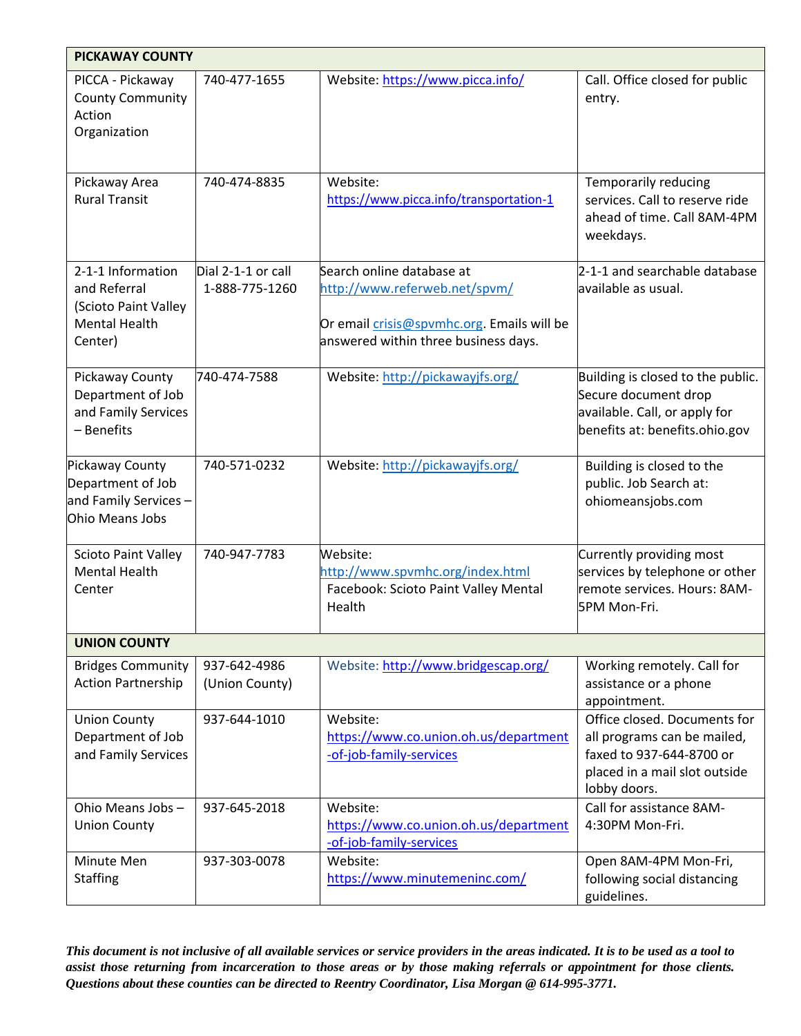| | | | |
|---|---|---|---|
| **PICKAWAY COUNTY** | | | |
| PICCA - Pickaway County Community Action Organization | 740-477-1655 | Website: https://www.picca.info/ | Call. Office closed for public entry. |
| Pickaway Area Rural Transit | 740-474-8835 | Website: https://www.picca.info/transportation-1 | Temporarily reducing services. Call to reserve ride ahead of time. Call 8AM-4PM weekdays. |
| 2-1-1 Information and Referral (Scioto Paint Valley Mental Health Center) | Dial 2-1-1 or call 1-888-775-1260 | Search online database at http://www.referweb.net/spvm/<br><br>Or email crisis@spvmhc.org. Emails will be answered within three business days. | 2-1-1 and searchable database available as usual. |
| Pickaway County Department of Job and Family Services – Benefits | 740-474-7588 | Website: http://pickawayjfs.org/ | Building is closed to the public. Secure document drop available. Call, or apply for benefits at: benefits.ohio.gov |
| Pickaway County Department of Job and Family Services – Ohio Means Jobs | 740-571-0232 | Website: http://pickawayjfs.org/ | Building is closed to the public. Job Search at: ohiomeansjobs.com |
| Scioto Paint Valley Mental Health Center | 740-947-7783 | Website: http://www.spvmhc.org/index.html<br>Facebook: Scioto Paint Valley Mental Health | Currently providing most services by telephone or other remote services. Hours: 8AM-5PM Mon-Fri. |
| **UNION COUNTY** | | | |
| Bridges Community Action Partnership | 937-642-4986 (Union County) | Website: http://www.bridgescap.org/ | Working remotely. Call for assistance or a phone appointment. |
| Union County Department of Job and Family Services | 937-644-1010 | Website: https://www.co.union.oh.us/department-of-job-family-services | Office closed. Documents for all programs can be mailed, faxed to 937-644-8700 or placed in a mail slot outside lobby doors. |
| Ohio Means Jobs – Union County | 937-645-2018 | Website: https://www.co.union.oh.us/department-of-job-family-services | Call for assistance 8AM-4:30PM Mon-Fri. |
| Minute Men Staffing | 937-303-0078 | Website: https://www.minutemeninc.com/ | Open 8AM-4PM Mon-Fri, following social distancing guidelines. |

***This document is not inclusive of all available services or service providers in the areas indicated. It is to be used as a tool to assist those returning from incarceration to those areas or by those making referrals or appointment for those clients. Questions about these counties can be directed to Reentry Coordinator, Lisa Morgan @ 614-995-3771.***